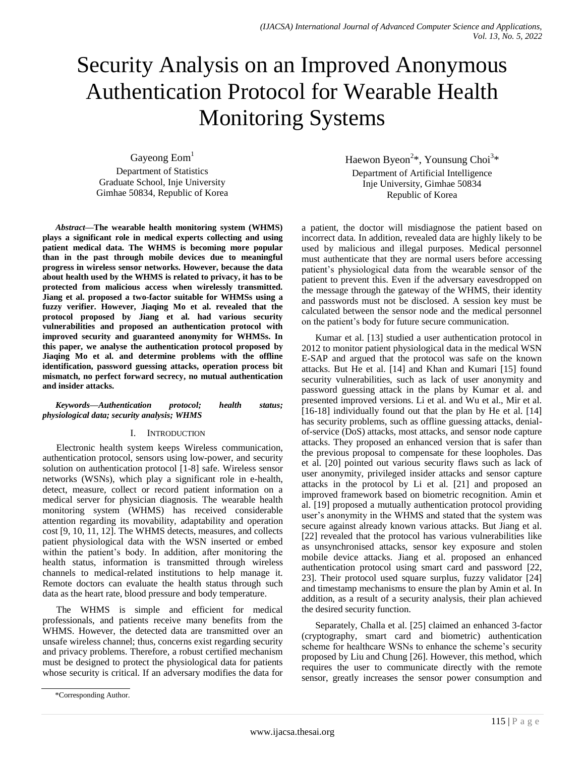# Security Analysis on an Improved Anonymous Authentication Protocol for Wearable Health Monitoring Systems

Gayeong Eom[1]
Department of Statistics
Graduate School, Inje University
Gimhae 50834, Republic of Korea

Haewon Byeon[2]*, Younsung Choi[3]*
Department of Artificial Intelligence
Inje University, Gimhae 50834
Republic of Korea

***Abstract*—The wearable health monitoring system (WHMS) plays a significant role in medical experts collecting and using patient medical data. The WHMS is becoming more popular than in the past through mobile devices due to meaningful progress in wireless sensor networks. However, because the data about health used by the WHMS is related to privacy, it has to be protected from malicious access when wirelessly transmitted. Jiang et al. proposed a two-factor suitable for WHMSs using a fuzzy verifier. However, Jiaqing Mo et al. revealed that the protocol proposed by Jiang et al. had various security vulnerabilities and proposed an authentication protocol with improved security and guaranteed anonymity for WHMSs. In this paper, we analyse the authentication protocol proposed by Jiaqing Mo et al. and determine problems with the offline identification, password guessing attacks, operation process bit mismatch, no perfect forward secrecy, no mutual authentication and insider attacks.**

***Keywords*—Authentication protocol; health status; physiological data; security analysis; WHMS**

## I. Introduction

Electronic health system keeps Wireless communication, authentication protocol, sensors using low-power, and security solution on authentication protocol [1-8] safe. Wireless sensor networks (WSNs), which play a significant role in e-health, detect, measure, collect or record patient information on a medical server for physician diagnosis. The wearable health monitoring system (WHMS) has received considerable attention regarding its movability, adaptability and operation cost [9, 10, 11, 12]. The WHMS detects, measures, and collects patient physiological data with the WSN inserted or embed within the patient's body. In addition, after monitoring the health status, information is transmitted through wireless channels to medical-related institutions to help manage it. Remote doctors can evaluate the health status through such data as the heart rate, blood pressure and body temperature.

The WHMS is simple and efficient for medical professionals, and patients receive many benefits from the WHMS. However, the detected data are transmitted over an unsafe wireless channel; thus, concerns exist regarding security and privacy problems. Therefore, a robust certified mechanism must be designed to protect the physiological data for patients whose security is critical. If an adversary modifies the data for a patient, the doctor will misdiagnose the patient based on incorrect data. In addition, revealed data are highly likely to be used by malicious and illegal purposes. Medical personnel must authenticate that they are normal users before accessing patient's physiological data from the wearable sensor of the patient to prevent this. Even if the adversary eavesdropped on the message through the gateway of the WHMS, their identity and passwords must not be disclosed. A session key must be calculated between the sensor node and the medical personnel on the patient's body for future secure communication.

Kumar et al. [13] studied a user authentication protocol in 2012 to monitor patient physiological data in the medical WSN E-SAP and argued that the protocol was safe on the known attacks. But He et al. [14] and Khan and Kumari [15] found security vulnerabilities, such as lack of user anonymity and password guessing attack in the plans by Kumar et al. and presented improved versions. Li et al. and Wu et al., Mir et al. [16-18] individually found out that the plan by He et al. [14] has security problems, such as offline guessing attacks, denial-of-service (DoS) attacks, most attacks, and sensor node capture attacks. They proposed an enhanced version that is safer than the previous proposal to compensate for these loopholes. Das et al. [20] pointed out various security flaws such as lack of user anonymity, privileged insider attacks and sensor capture attacks in the protocol by Li et al. [21] and proposed an improved framework based on biometric recognition. Amin et al. [19] proposed a mutually authentication protocol providing user's anonymity in the WHMS and stated that the system was secure against already known various attacks. But Jiang et al. [22] revealed that the protocol has various vulnerabilities like as unsynchronised attacks, sensor key exposure and stolen mobile device attacks. Jiang et al. proposed an enhanced authentication protocol using smart card and password [22, 23]. Their protocol used square surplus, fuzzy validator [24] and timestamp mechanisms to ensure the plan by Amin et al. In addition, as a result of a security analysis, their plan achieved the desired security function.

Separately, Challa et al. [25] claimed an enhanced 3-factor (cryptography, smart card and biometric) authentication scheme for healthcare WSNs to enhance the scheme's security proposed by Liu and Chung [26]. However, this method, which requires the user to communicate directly with the remote sensor, greatly increases the sensor power consumption and

*Corresponding Author.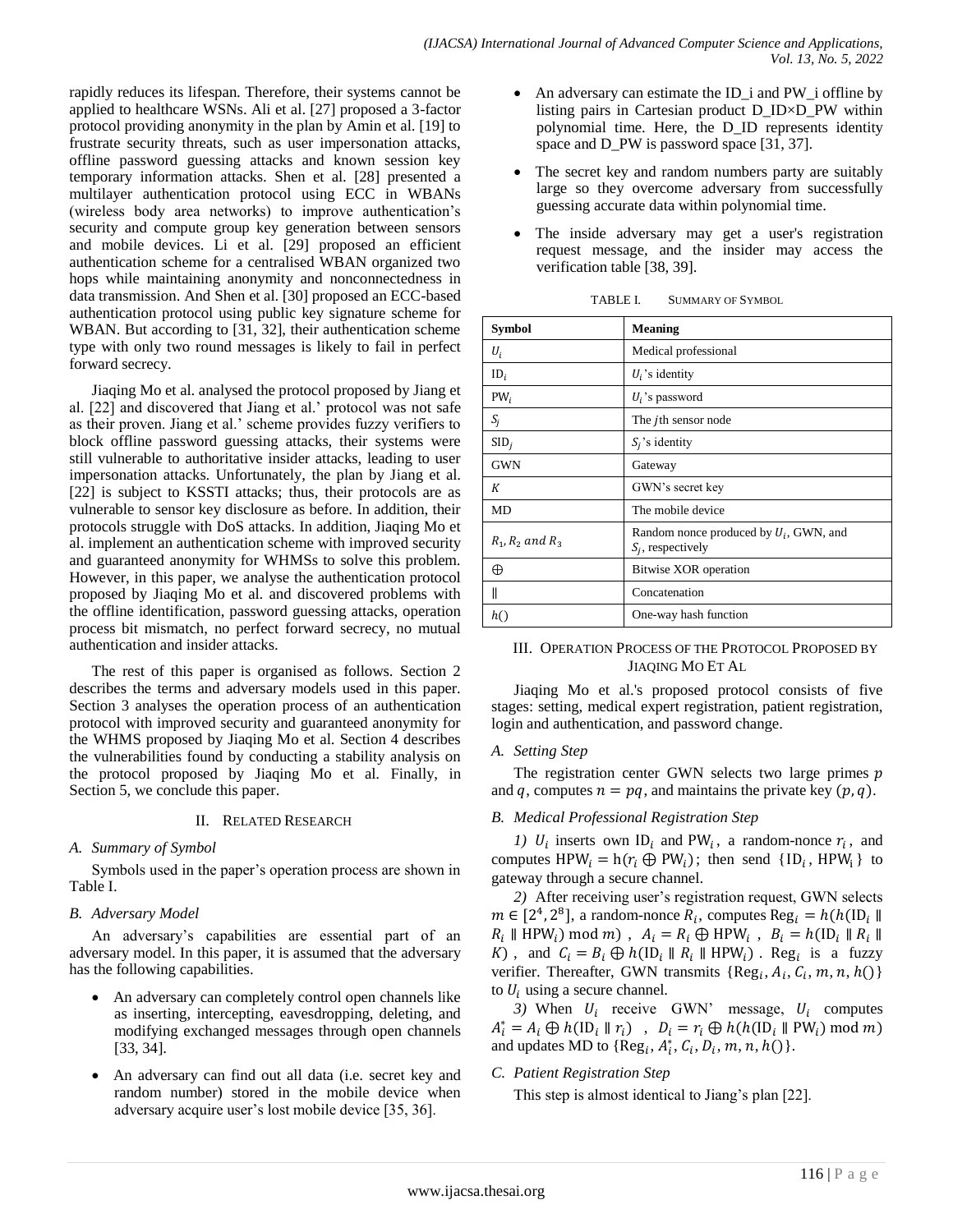rapidly reduces its lifespan. Therefore, their systems cannot be applied to healthcare WSNs. Ali et al. [27] proposed a 3-factor protocol providing anonymity in the plan by Amin et al. [19] to frustrate security threats, such as user impersonation attacks, offline password guessing attacks and known session key temporary information attacks. Shen et al. [28] presented a multilayer authentication protocol using ECC in WBANs (wireless body area networks) to improve authentication's security and compute group key generation between sensors and mobile devices. Li et al. [29] proposed an efficient authentication scheme for a centralised WBAN organized two hops while maintaining anonymity and nonconnectedness in data transmission. And Shen et al. [30] proposed an ECC-based authentication protocol using public key signature scheme for WBAN. But according to [31, 32], their authentication scheme type with only two round messages is likely to fail in perfect forward secrecy.

Jiaqing Mo et al. analysed the protocol proposed by Jiang et al. [22] and discovered that Jiang et al.' protocol was not safe as their proven. Jiang et al.' scheme provides fuzzy verifiers to block offline password guessing attacks, their systems were still vulnerable to authoritative insider attacks, leading to user impersonation attacks. Unfortunately, the plan by Jiang et al. [22] is subject to KSSTI attacks; thus, their protocols are as vulnerable to sensor key disclosure as before. In addition, their protocols struggle with DoS attacks. In addition, Jiaqing Mo et al. implement an authentication scheme with improved security and guaranteed anonymity for WHMSs to solve this problem. However, in this paper, we analyse the authentication protocol proposed by Jiaqing Mo et al. and discovered problems with the offline identification, password guessing attacks, operation process bit mismatch, no perfect forward secrecy, no mutual authentication and insider attacks.

The rest of this paper is organised as follows. Section 2 describes the terms and adversary models used in this paper. Section 3 analyses the operation process of an authentication protocol with improved security and guaranteed anonymity for the WHMS proposed by Jiaqing Mo et al. Section 4 describes the vulnerabilities found by conducting a stability analysis on the protocol proposed by Jiaqing Mo et al. Finally, in Section 5, we conclude this paper.

## II. Related Research

### A. Summary of Symbol

Symbols used in the paper's operation process are shown in Table I.

### B. Adversary Model

An adversary's capabilities are essential part of an adversary model. In this paper, it is assumed that the adversary has the following capabilities.

- An adversary can completely control open channels like as inserting, intercepting, eavesdropping, deleting, and modifying exchanged messages through open channels [33, 34].
- An adversary can find out all data (i.e. secret key and random number) stored in the mobile device when adversary acquire user's lost mobile device [35, 36].
- An adversary can estimate the ID_i and PW_i offline by listing pairs in Cartesian product D_ID×D_PW within polynomial time. Here, the D_ID represents identity space and D_PW is password space [31, 37].
- The secret key and random numbers party are suitably large so they overcome adversary from successfully guessing accurate data within polynomial time.
- The inside adversary may get a user's registration request message, and the insider may access the verification table [38, 39].

TABLE I. SUMMARY OF SYMBOL

| Symbol | Meaning |
|---|---|
| $U_i$ | Medical professional |
| $\mathrm{ID}_i$ | $U_i$'s identity |
| $\mathrm{PW}_i$ | $U_i$'s password |
| $S_j$ | The $j$th sensor node |
| $\mathrm{SID}_j$ | $S_j$'s identity |
| GWN | Gateway |
| $K$ | GWN's secret key |
| MD | The mobile device |
| $R_1, R_2$ and $R_3$ | Random nonce produced by $U_i$, GWN, and $S_j$, respectively |
| $\oplus$ | Bitwise XOR operation |
| $\parallel$ | Concatenation |
| $h()$ | One-way hash function |

## III. Operation Process of the Protocol Proposed by Jiaqing Mo et al

Jiaqing Mo et al.'s proposed protocol consists of five stages: setting, medical expert registration, patient registration, login and authentication, and password change.

### A. Setting Step

The registration center GWN selects two large primes $p$ and $q$, computes $n = pq$, and maintains the private key $(p, q)$.

### B. Medical Professional Registration Step

*1)* $U_i$ inserts own $\mathrm{ID}_i$ and $\mathrm{PW}_i$, a random-nonce $r_i$, and computes $\mathrm{HPW}_i = \mathrm{h}(r_i \oplus \mathrm{PW}_i)$; then send $\{\mathrm{ID}_i, \mathrm{HPW}_i\}$ to gateway through a secure channel.

*2)* After receiving user's registration request, GWN selects $m \in [2^4, 2^8]$, a random-nonce $R_i$, computes $\mathrm{Reg}_i = h(h(\mathrm{ID}_i \parallel R_i \parallel \mathrm{HPW}_i) \bmod m)$, $A_i = R_i \oplus \mathrm{HPW}_i$, $B_i = h(\mathrm{ID}_i \parallel R_i \parallel K)$, and $C_i = B_i \oplus h(\mathrm{ID}_i \parallel R_i \parallel \mathrm{HPW}_i)$. $\mathrm{Reg}_i$ is a fuzzy verifier. Thereafter, GWN transmits $\{\mathrm{Reg}_i, A_i, C_i, m, n, h()\}$ to $U_i$ using a secure channel.

*3)* When $U_i$ receive GWN' message, $U_i$ computes $A_i^* = A_i \oplus h(\mathrm{ID}_i \parallel r_i)$, $D_i = r_i \oplus h(h(\mathrm{ID}_i \parallel \mathrm{PW}_i) \bmod m)$ and updates MD to $\{\mathrm{Reg}_i, A_i^*, C_i, D_i, m, n, h()\}$.

### C. Patient Registration Step

This step is almost identical to Jiang's plan [22].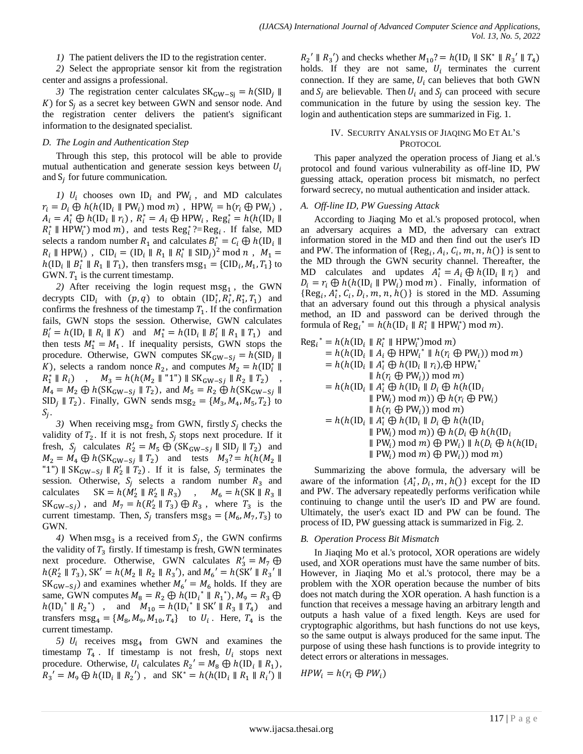*1)* The patient delivers the ID to the registration center.

*2)* Select the appropriate sensor kit from the registration center and assigns a professional.

*3)* The registration center calculates $\text{SK}_{\text{GW-Sj}} = h(\text{SID}_j \parallel K)$ for $S_j$ as a secret key between GWN and sensor node. And the registration center delivers the patient's significant information to the designated specialist.

### D. The Login and Authentication Step

Through this step, this protocol will be able to provide mutual authentication and generate session keys between $U_i$ and $\text{S}_j$ for future communication.

*1)* $U_i$ chooses own $\text{ID}_i$ and $\text{PW}_i$, and MD calculates $r_i = D_i \oplus h(h(\text{ID}_i \parallel \text{PW}_i) \bmod m)$, $\text{HPW}_i = \text{h}(r_i \oplus \text{PW}_i)$, $A_i = A_i^* \oplus h(\text{ID}_i \parallel r_i)$, $R_i^* = A_i \oplus \text{HPW}_i$, $\text{Reg}_i^* = h(h(\text{ID}_i \parallel R_i^* \parallel \text{HPW}_i^*) \bmod m)$, and tests $\text{Reg}_i^* ?{=} \text{Reg}_i$. If false, MD selects a random number $R_1$ and calculates $B_i^* = C_i \oplus h(\text{ID}_i \parallel R_i \parallel \text{HPW}_i)$, $\text{CID}_i = (\text{ID}_i \parallel R_1 \parallel R_i^* \parallel \text{SID}_j)^2 \bmod n$, $M_1 = h(\text{ID}_i \parallel B_i^* \parallel R_1 \parallel T_1)$, then transfers $\text{msg}_1 = \{\text{CID}_i, M_1, T_1\}$ to GWN. $T_1$ is the current timestamp.

*2)* After receiving the login request $\text{msg}_1$, the GWN decrypts $\text{CID}_i$ with $(p, q)$ to obtain $(\text{ID}_i^*, R_i^*, R_1^*, T_1)$ and confirms the freshness of the timestamp $T_1$. If the confirmation fails, GWN stops the session. Otherwise, GWN calculates $B_i' = h(\text{ID}_i \parallel R_i \parallel K)$ and $M_1^* = h(\text{ID}_i \parallel B_i' \parallel R_1 \parallel T_1)$ and then tests $M_1^* = M_1$. If inequality persists, GWN stops the procedure. Otherwise, GWN computes $\text{SK}_{\text{GW-S}j} = h(\text{SID}_j \parallel K)$, selects a random nonce $R_2$, and computes $M_2 = h(\text{ID}_i^* \parallel R_1^* \parallel R_i)$, $M_3 = h(h(M_2 \parallel \text{"1"}) \parallel \text{SK}_{\text{GW-S}j} \parallel R_2 \parallel T_2)$, $M_4 = M_2 \oplus h(\text{SK}_{\text{GW-S}j} \parallel T_2)$, and $M_5 = R_2 \oplus h(\text{SK}_{\text{GW-S}j} \parallel \text{SID}_j \parallel T_2)$. Finally, GWN sends $\text{msg}_2 = \{M_3, M_4, M_5, T_2\}$ to $S_j$.

*3)* When receiving $\text{msg}_2$ from GWN, firstly $S_j$ checks the validity of $T_2$. If it is not fresh, $S_j$ stops next procedure. If it fresh, $S_j$ calculates $R_2' = M_5 \oplus (\text{SK}_{\text{GW-S}j} \parallel \text{SID}_j \parallel T_2)$ and $M_2 = M_4 \oplus h(\text{SK}_{\text{GW-S}j} \parallel T_2)$ and tests $M_3 ?{=} h(h(M_2 \parallel \text{"1"}) \parallel \text{SK}_{\text{GW-S}j} \parallel R_2' \parallel T_2)$. If it is false, $S_j$ terminates the session. Otherwise, $S_j$ selects a random number $R_3$ and calculates $\text{SK} = h(M_2' \parallel R_2' \parallel R_3)$, $M_6 = h(\text{SK} \parallel R_3 \parallel \text{SK}_{\text{GW-S}j})$, and $M_7 = h(R_2' \parallel T_3) \oplus R_3$, where $T_3$ is the current timestamp. Then, $S_j$ transfers $\text{msg}_3 = \{M_6, M_7, T_3\}$ to GWN.

*4)* When $\text{msg}_3$ is a received from $S_j$, the GWN confirms the validity of $T_3$ firstly. If timestamp is fresh, GWN terminates next procedure. Otherwise, GWN calculates $R_3' = M_7 \oplus h(R_2' \parallel T_3)$, $\text{SK}' = h(M_2 \parallel R_2 \parallel R_3')$, and $M_6' = h(\text{SK}' \parallel R_3' \parallel \text{SK}_{\text{GW-S}j})$ and examines whether $M_6' = M_6$ holds. If they are same, GWN computes $M_8 = R_2 \oplus h(\text{ID}_i^* \parallel R_1^*)$, $M_9 = R_3 \oplus h(\text{ID}_i^* \parallel R_2^*)$, and $M_{10} = h(\text{ID}_i^* \parallel \text{SK}' \parallel R_3 \parallel T_4)$ and transfers $\text{msg}_4 = \{M_8, M_9, M_{10}, T_4\}$ to $U_i$. Here, $T_4$ is the current timestamp.

*5)* $U_i$ receives $\text{msg}_4$ from GWN and examines the timestamp $T_4$. If timestamp is not fresh, $U_i$ stops next procedure. Otherwise, $U_i$ calculates $R_2' = M_8 \oplus h(\text{ID}_i \parallel R_1)$, $R_3' = M_9 \oplus h(\text{ID}_i \parallel R_2')$, and $\text{SK}^* = h(h(\text{ID}_i \parallel R_1 \parallel R_i') \parallel R_2' \parallel R_3')$ and checks whether $M_{10} ?{=} h(\text{ID}_i \parallel \text{SK}^* \parallel R_3' \parallel T_4)$ holds. If they are not same, $U_i$ terminates the current connection. If they are same, $U_i$ can believes that both GWN and $S_j$ are believable. Then $U_i$ and $S_j$ can proceed with secure communication in the future by using the session key. The login and authentication steps are summarized in Fig. 1.

## IV. Security Analysis of Jiaqing Mo et al's Protocol

This paper analyzed the operation process of Jiang et al.'s protocol and found various vulnerability as off-line ID, PW guessing attack, operation process bit mismatch, no perfect forward secrecy, no mutual authentication and insider attack.

### A. Off-line ID, PW Guessing Attack

According to Jiaqing Mo et al.'s proposed protocol, when an adversary acquires a MD, the adversary can extract information stored in the MD and then find out the user's ID and PW. The information of $\{\text{Reg}_i, A_i, C_i, m, n, h()\}$ is sent to the MD through the GWN security channel. Thereafter, the MD calculates and updates $A_i^* = A_i \oplus h(\text{ID}_i \parallel r_i)$ and $D_i = r_i \oplus h(h(\text{ID}_i \parallel \text{PW}_i) \bmod m)$. Finally, information of $\{\text{Reg}_i, A_i^*, C_i, D_i, m, n, h()\}$ is stored in the MD. Assuming that an adversary found out this through a physical analysis method, an ID and password can be derived through the formula of $\text{Reg}_i^* = h(h(\text{ID}_i \parallel R_i^* \parallel \text{HPW}_i^*) \bmod m)$.

$$
\begin{aligned}
\text{Reg}_i^* &= h(h(\text{ID}_i \parallel R_i^* \parallel \text{HPW}_i^*) \bmod m) \\
&= h(h(\text{ID}_i \parallel A_i \oplus \text{HPW}_i^* \parallel h(r_i \oplus \text{PW}_i)) \bmod m) \\
&= h(h(\text{ID}_i \parallel A_i^* \oplus h(\text{ID}_i \parallel r_i), \oplus \text{HPW}_i^* \\
&\qquad \parallel h(r_i \oplus \text{PW}_i)) \bmod m) \\
&= h(h(\text{ID}_i \parallel A_i^* \oplus h(\text{ID}_i \parallel D_i \oplus h(h(\text{ID}_i \\
&\qquad \parallel \text{PW}_i) \bmod m)) \oplus h(r_i \oplus \text{PW}_i) \\
&\qquad \parallel h(r_i \oplus \text{PW}_i)) \bmod m) \\
&= h(h(\text{ID}_i \parallel A_i^* \oplus h(\text{ID}_i \parallel D_i \oplus h(h(\text{ID}_i \\
&\qquad \parallel \text{PW}_i) \bmod m)) \oplus h(D_i \oplus h(h(\text{ID}_i \\
&\qquad \parallel \text{PW}_i) \bmod m) \oplus \text{PW}_i) \parallel h(D_i \oplus h(h(\text{ID}_i \\
&\qquad \parallel \text{PW}_i) \bmod m) \oplus \text{PW}_i)) \bmod m)
\end{aligned}
$$

Summarizing the above formula, the adversary will be aware of the information $\{A_i^*, D_i, m, h()\}$ except for the ID and PW. The adversary repeatedly performs verification while continuing to change until the user's ID and PW are found. Ultimately, the user's exact ID and PW can be found. The process of ID, PW guessing attack is summarized in Fig. 2.

### B. Operation Process Bit Mismatch

In Jiaqing Mo et al.'s protocol, XOR operations are widely used, and XOR operations must have the same number of bits. However, in Jiaqing Mo et al.'s protocol, there may be a problem with the XOR operation because the number of bits does not match during the XOR operation. A hash function is a function that receives a message having an arbitrary length and outputs a hash value of a fixed length. Keys are used for cryptographic algorithms, but hash functions do not use keys, so the same output is always produced for the same input. The purpose of using these hash functions is to provide integrity to detect errors or alterations in messages.

$HPW_i = h(r_i \oplus PW_i)$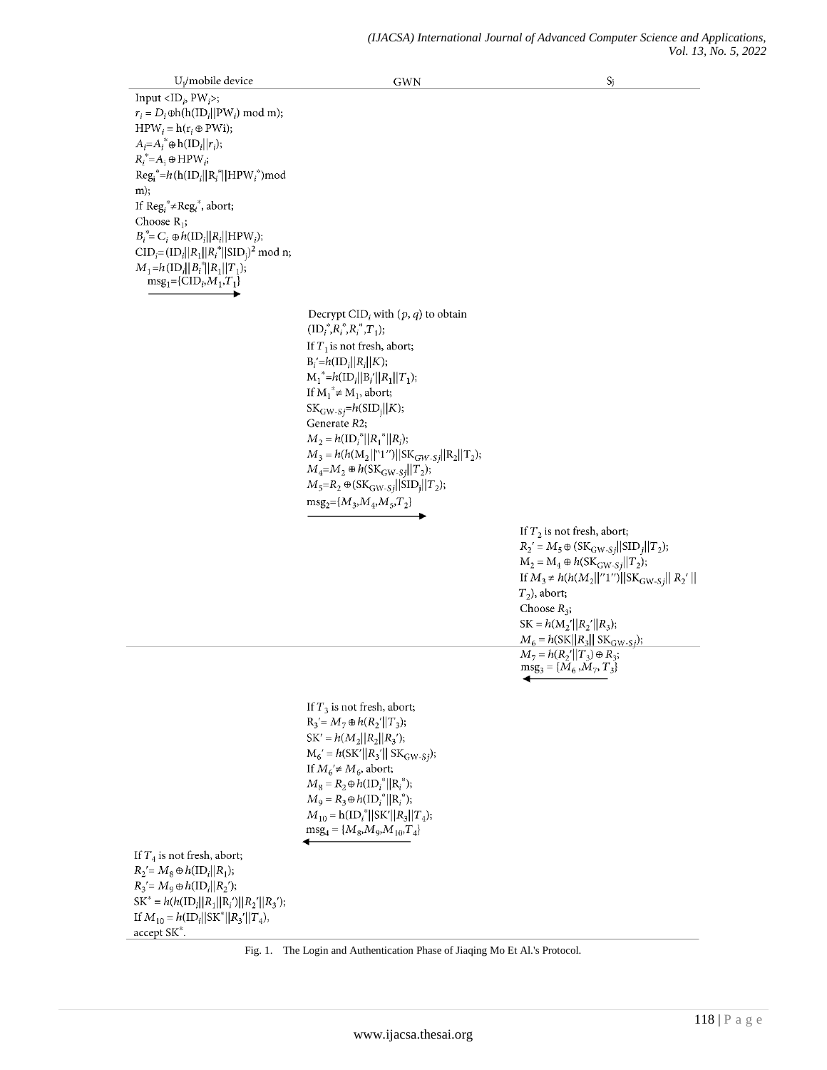| $U_i$/mobile device | GWN | $S_j$ |
|---|---|---|
| Input $<ID_i, PW_i>$;<br>$r_i = D_i \oplus h(h(ID_i \| PW_i) \bmod m)$;<br>$HPW_i = h(r_i \oplus PWi)$;<br>$A_i = A_i^* \oplus h(ID_i \| r_i)$;<br>$R_i^* = A_i \oplus HPW_i$;<br>$Reg_i^* = h(h(ID_i \| R_i^* \| HPW_i^*) \bmod m)$;<br>If $Reg_i^* \neq Reg_i^*$, abort;<br>Choose $R_1$;<br>$B_i^* = C_i \oplus h(ID_i \| R_i \| HPW_i)$;<br>$CID_i = (ID_i \| R_1 \| R_i^* \| SID_j)^2 \bmod n$;<br>$M_1 = h(ID_i \| B_i^* \| R_1 \| T_1)$;<br>$msg_1 = \{CID_i, M_1, T_1\}$ → | | |
| | Decrypt $CID_i$ with $(p, q)$ to obtain $(ID_i^*, R_i^*, R_i^*, T_1)$;<br>If $T_1$ is not fresh, abort;<br>$B_i' = h(ID_i \| R_i \| K)$;<br>$M_1^* = h(ID_i \| B_i' \| R_1 \| T_1)$;<br>If $M_1^* \neq M_1$, abort;<br>$SK_{GW\text{-}Sj} = h(SID_j \| K)$;<br>Generate $R2$;<br>$M_2 = h(ID_i^* \| R_1^* \| R_i)$;<br>$M_3 = h(h(M_2 \| "1") \| SK_{GW\text{-}Sj} \| R_2 \| T_2)$;<br>$M_4 = M_2 \oplus h(SK_{GW\text{-}Sj} \| T_2)$;<br>$M_5 = R_2 \oplus (SK_{GW\text{-}Sj} \| SID_j \| T_2)$;<br>$msg_2 = \{M_3, M_4, M_5, T_2\}$ → | |
| | | If $T_2$ is not fresh, abort;<br>$R_2' = M_5 \oplus (SK_{GW\text{-}Sj} \| SID_j \| T_2)$;<br>$M_2 = M_4 \oplus h(SK_{GW\text{-}Sj} \| T_2)$;<br>If $M_3 \neq h(h(M_2 \| "1") \| SK_{GW\text{-}Sj} \| R_2' \| T_2)$, abort;<br>Choose $R_3$;<br>$SK = h(M_2' \| R_2' \| R_3)$;<br>$M_6 = h(SK \| R_3 \| SK_{GW\text{-}Sj})$;<br>$M_7 = h(R_2' \| T_3) \oplus R_3$;<br>$msg_3 = \{M_6, M_7, T_3\}$ ← |
| | If $T_3$ is not fresh, abort;<br>$R_3' = M_7 \oplus h(R_2' \| T_3)$;<br>$SK' = h(M_2 \| R_2 \| R_3')$;<br>$M_6' = h(SK' \| R_3' \| SK_{GW\text{-}Sj})$;<br>If $M_6' \neq M_6$, abort;<br>$M_8 = R_2 \oplus h(ID_i^* \| R_i^*)$;<br>$M_9 = R_3 \oplus h(ID_i^* \| R_i^*)$;<br>$M_{10} = h(ID_i^* \| SK' \| R_3 \| T_4)$;<br>$msg_4 = \{M_8, M_9, M_{10}, T_4\}$ ← | |
| If $T_4$ is not fresh, abort;<br>$R_2' = M_8 \oplus h(ID_i \| R_1)$;<br>$R_3' = M_9 \oplus h(ID_i \| R_2')$;<br>$SK^* = h(h(ID_i \| R_1 \| R_i') \| R_2' \| R_3')$;<br>If $M_{10} = h(ID_i \| SK^* \| R_3' \| T_4)$, accept $SK^*$. | | |

Fig. 1. The Login and Authentication Phase of Jiaqing Mo Et Al.'s Protocol.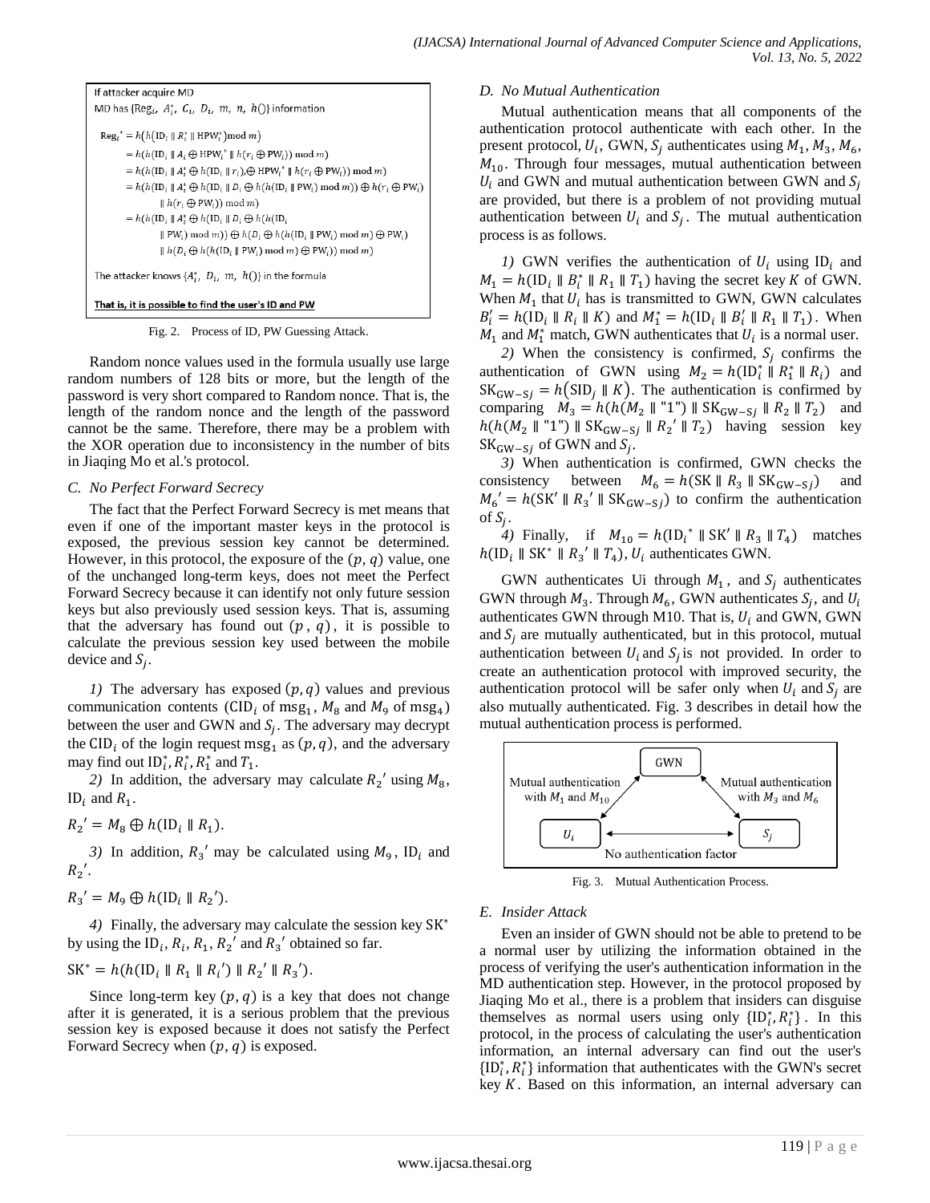If attacker acquire MD

MD has $\{\text{Reg}_i,\ A_i^*,\ C_i,\ D_i,\ m,\ n,\ h()\}$ information

$$\begin{aligned}
\text{Reg}_i{}^* &= h(h(\text{ID}_i \parallel R_i^* \parallel \text{HPW}_i^*) \bmod m) \\
&= h(h(\text{ID}_i \parallel A_i \oplus \text{HPW}_i{}^* \parallel h(r_i \oplus \text{PW}_i)) \bmod m) \\
&= h(h(\text{ID}_i \parallel A_i^* \oplus h(\text{ID}_i \parallel r_i), \oplus \text{HPW}_i{}^* \parallel h(r_i \oplus \text{PW}_i)) \bmod m) \\
&= h(h(\text{ID}_i \parallel A_i^* \oplus h(\text{ID}_i \parallel D_i \oplus h(h(\text{ID}_i \parallel \text{PW}_i) \bmod m)) \oplus h(r_i \oplus \text{PW}_i) \\
&\quad \parallel h(r_i \oplus \text{PW}_i)) \bmod m) \\
&= h(h(\text{ID}_i \parallel A_i^* \oplus h(\text{ID}_i \parallel D_i \oplus h(h(\text{ID}_i \\
&\quad \parallel \text{PW}_i) \bmod m)) \oplus h(D_i \oplus h(h(\text{ID}_i \parallel \text{PW}_i) \bmod m) \oplus \text{PW}_i) \\
&\quad \parallel h(D_i \oplus h(h(\text{ID}_i \parallel \text{PW}_i) \bmod m) \oplus \text{PW}_i)) \bmod m)
\end{aligned}$$

The attacker knows $\{A_i^*,\ D_i,\ m,\ h()\}$ in the formula

**That is, it is possible to find the user's ID and PW**

Fig. 2. Process of ID, PW Guessing Attack.

Random nonce values used in the formula usually use large random numbers of 128 bits or more, but the length of the password is very short compared to Random nonce. That is, the length of the random nonce and the length of the password cannot be the same. Therefore, there may be a problem with the XOR operation due to inconsistency in the number of bits in Jiaqing Mo et al.'s protocol.

### C. No Perfect Forward Secrecy

The fact that the Perfect Forward Secrecy is met means that even if one of the important master keys in the protocol is exposed, the previous session key cannot be determined. However, in this protocol, the exposure of the $(p, q)$ value, one of the unchanged long-term keys, does not meet the Perfect Forward Secrecy because it can identify not only future session keys but also previously used session keys. That is, assuming that the adversary has found out $(p, q)$, it is possible to calculate the previous session key used between the mobile device and $S_j$.

*1)* The adversary has exposed $(p, q)$ values and previous communication contents ($\text{CID}_i$ of $\text{msg}_1$, $M_8$ and $M_9$ of $\text{msg}_4$) between the user and GWN and $S_j$. The adversary may decrypt the $\text{CID}_i$ of the login request $\text{msg}_1$ as $(p, q)$, and the adversary may find out $\text{ID}_i^*, R_i^*, R_1^*$ and $T_1$.

*2)* In addition, the adversary may calculate $R_2{}'$ using $M_8$, $\text{ID}_i$ and $R_1$.

$$R_2{}' = M_8 \oplus h(\text{ID}_i \parallel R_1).$$

*3)* In addition, $R_3{}'$ may be calculated using $M_9$, $\text{ID}_i$ and $R_2{}'$.

$$R_3{}' = M_9 \oplus h(\text{ID}_i \parallel R_2{}').$$

*4)* Finally, the adversary may calculate the session key $\text{SK}^*$ by using the $\text{ID}_i, R_i, R_1, R_2{}'$ and $R_3{}'$ obtained so far.

$$\text{SK}^* = h(h(\text{ID}_i \parallel R_1 \parallel R_i{}') \parallel R_2{}' \parallel R_3{}').$$

Since long-term key $(p, q)$ is a key that does not change after it is generated, it is a serious problem that the previous session key is exposed because it does not satisfy the Perfect Forward Secrecy when $(p, q)$ is exposed.

### D. No Mutual Authentication

Mutual authentication means that all components of the authentication protocol authenticate with each other. In the present protocol, $U_i$, GWN, $S_j$ authenticates using $M_1, M_3, M_6, M_{10}$. Through four messages, mutual authentication between $U_i$ and GWN and mutual authentication between GWN and $S_j$ are provided, but there is a problem of not providing mutual authentication between $U_i$ and $S_j$. The mutual authentication process is as follows.

*1)* GWN verifies the authentication of $U_i$ using $\text{ID}_i$ and $M_1 = h(\text{ID}_i \parallel B_i^* \parallel R_1 \parallel T_1)$ having the secret key $K$ of GWN. When $M_1$ that $U_i$ has is transmitted to GWN, GWN calculates $B_i' = h(\text{ID}_i \parallel R_i \parallel K)$ and $M_1^* = h(\text{ID}_i \parallel B_i' \parallel R_1 \parallel T_1)$. When $M_1$ and $M_1^*$ match, GWN authenticates that $U_i$ is a normal user.

*2)* When the consistency is confirmed, $S_j$ confirms the authentication of GWN using $M_2 = h(\text{ID}_i^* \parallel R_1^* \parallel R_i)$ and $\text{SK}_{\text{GW}-\text{S}j} = h(\text{SID}_j \parallel K)$. The authentication is confirmed by comparing $M_3 = h(h(M_2 \parallel \text{"1"}) \parallel \text{SK}_{\text{GW}-\text{S}j} \parallel R_2 \parallel T_2)$ and $h(h(M_2 \parallel \text{"1"}) \parallel \text{SK}_{\text{GW}-\text{S}j} \parallel R_2{}' \parallel T_2)$ having session key $\text{SK}_{\text{GW}-\text{S}j}$ of GWN and $S_j$.

*3)* When authentication is confirmed, GWN checks the consistency between $M_6 = h(\text{SK} \parallel R_3 \parallel \text{SK}_{\text{GW}-\text{S}j})$ and $M_6{}' = h(\text{SK}' \parallel R_3{}' \parallel \text{SK}_{\text{GW}-\text{S}j})$ to confirm the authentication of $S_j$.

*4)* Finally, if $M_{10} = h(\text{ID}_i{}^* \parallel \text{SK}' \parallel R_3 \parallel T_4)$ matches $h(\text{ID}_i \parallel \text{SK}^* \parallel R_3{}' \parallel T_4)$, $U_i$ authenticates GWN.

GWN authenticates Ui through $M_1$, and $S_j$ authenticates GWN through $M_3$. Through $M_6$, GWN authenticates $S_j$, and $U_i$ authenticates GWN through M10. That is, $U_i$ and GWN, GWN and $S_j$ are mutually authenticated, but in this protocol, mutual authentication between $U_i$ and $S_j$ is not provided. In order to create an authentication protocol with improved security, the authentication protocol will be safer only when $U_i$ and $S_j$ are also mutually authenticated. Fig. 3 describes in detail how the mutual authentication process is performed.

GWN

Mutual authentication with $M_1$ and $M_{10}$ — Mutual authentication with $M_3$ and $M_6$

$U_i$ — No authentication factor — $S_j$

Fig. 3. Mutual Authentication Process.

### E. Insider Attack

Even an insider of GWN should not be able to pretend to be a normal user by utilizing the information obtained in the process of verifying the user's authentication information in the MD authentication step. However, in the protocol proposed by Jiaqing Mo et al., there is a problem that insiders can disguise themselves as normal users using only $\{\text{ID}_i^*, R_i^*\}$. In this protocol, in the process of calculating the user's authentication information, an internal adversary can find out the user's $\{\text{ID}_i^*, R_i^*\}$ information that authenticates with the GWN's secret key $K$. Based on this information, an internal adversary can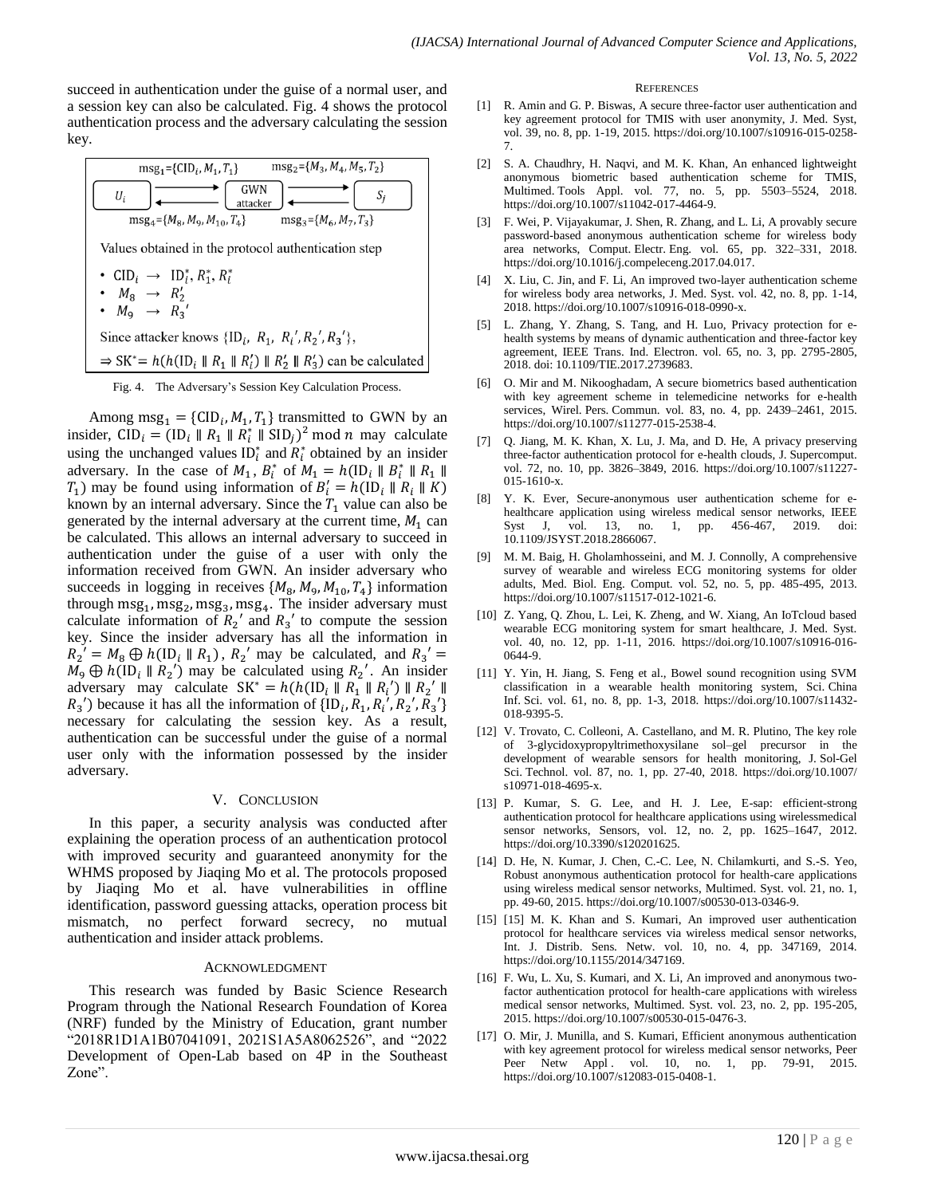succeed in authentication under the guise of a normal user, and a session key can also be calculated. Fig. 4 shows the protocol authentication process and the adversary calculating the session key.

$\text{msg}_1=\{\text{CID}_i, M_1, T_1\}$ $\text{msg}_2=\{M_3, M_4, M_5, T_2\}$

$U_i$ ⟷ GWN attacker ⟷ $S_j$

$\text{msg}_4=\{M_8, M_9, M_{10}, T_4\}$ $\text{msg}_3=\{M_6, M_7, T_3\}$

Values obtained in the protocol authentication step

- $\text{CID}_i \rightarrow \text{ID}_i^*, R_1^*, R_i^*$
- $M_8 \rightarrow R_2'$
- $M_9 \rightarrow R_3'$

Since attacker knows $\{\text{ID}_i, R_1, R_i', R_2', R_3'\}$,

$\Rightarrow \text{SK}^* = h(h(\text{ID}_i \parallel R_1 \parallel R_i') \parallel R_2' \parallel R_3')$ can be calculated

Fig. 4. The Adversary's Session Key Calculation Process.

Among $\text{msg}_1 = \{\text{CID}_i, M_1, T_1\}$ transmitted to GWN by an insider, $\text{CID}_i = (\text{ID}_i \parallel R_1 \parallel R_i^* \parallel \text{SID}_j)^2 \bmod n$ may calculate using the unchanged values $\text{ID}_i^*$ and $R_i^*$ obtained by an insider adversary. In the case of $M_1$, $B_i^*$ of $M_1 = h(\text{ID}_i \parallel B_i^* \parallel R_1 \parallel T_1)$ may be found using information of $B_i' = h(\text{ID}_i \parallel R_i \parallel K)$ known by an internal adversary. Since the $T_1$ value can also be generated by the internal adversary at the current time, $M_1$ can be calculated. This allows an internal adversary to succeed in authentication under the guise of a user with only the information received from GWN. An insider adversary who succeeds in logging in receives $\{M_8, M_9, M_{10}, T_4\}$ information through $\text{msg}_1, \text{msg}_2, \text{msg}_3, \text{msg}_4$. The insider adversary must calculate information of $R_2'$ and $R_3'$ to compute the session key. Since the insider adversary has all the information in $R_2' = M_8 \oplus h(\text{ID}_i \parallel R_1)$, $R_2'$ may be calculated, and $R_3' = M_9 \oplus h(\text{ID}_i \parallel R_2')$ may be calculated using $R_2'$. An insider adversary may calculate $\text{SK}^* = h(h(\text{ID}_i \parallel R_1 \parallel R_i') \parallel R_2' \parallel R_3')$ because it has all the information of $\{\text{ID}_i, R_1, R_i', R_2', R_3'\}$ necessary for calculating the session key. As a result, authentication can be successful under the guise of a normal user only with the information possessed by the insider adversary.

## V. Conclusion

In this paper, a security analysis was conducted after explaining the operation process of an authentication protocol with improved security and guaranteed anonymity for the WHMS proposed by Jiaqing Mo et al. The protocols proposed by Jiaqing Mo et al. have vulnerabilities in offline identification, password guessing attacks, operation process bit mismatch, no perfect forward secrecy, no mutual authentication and insider attack problems.

## Acknowledgment

This research was funded by Basic Science Research Program through the National Research Foundation of Korea (NRF) funded by the Ministry of Education, grant number "2018R1D1A1B07041091, 2021S1A5A8062526", and "2022 Development of Open-Lab based on 4P in the Southeast Zone".

## References

[1] R. Amin and G. P. Biswas, A secure three-factor user authentication and key agreement protocol for TMIS with user anonymity, J. Med. Syst, vol. 39, no. 8, pp. 1-19, 2015. https://doi.org/10.1007/s10916-015-0258-7.

[2] S. A. Chaudhry, H. Naqvi, and M. K. Khan, An enhanced lightweight anonymous biometric based authentication scheme for TMIS, Multimed. Tools Appl. vol. 77, no. 5, pp. 5503–5524, 2018. https://doi.org/10.1007/s11042-017-4464-9.

[3] F. Wei, P. Vijayakumar, J. Shen, R. Zhang, and L. Li, A provably secure password-based anonymous authentication scheme for wireless body area networks, Comput. Electr. Eng. vol. 65, pp. 322–331, 2018. https://doi.org/10.1016/j.compeleceng.2017.04.017.

[4] X. Liu, C. Jin, and F. Li, An improved two-layer authentication scheme for wireless body area networks, J. Med. Syst. vol. 42, no. 8, pp. 1-14, 2018. https://doi.org/10.1007/s10916-018-0990-x.

[5] L. Zhang, Y. Zhang, S. Tang, and H. Luo, Privacy protection for e-health systems by means of dynamic authentication and three-factor key agreement, IEEE Trans. Ind. Electron. vol. 65, no. 3, pp. 2795-2805, 2018. doi: 10.1109/TIE.2017.2739683.

[6] O. Mir and M. Nikooghadam, A secure biometrics based authentication with key agreement scheme in telemedicine networks for e-health services, Wirel. Pers. Commun. vol. 83, no. 4, pp. 2439–2461, 2015. https://doi.org/10.1007/s11277-015-2538-4.

[7] Q. Jiang, M. K. Khan, X. Lu, J. Ma, and D. He, A privacy preserving three-factor authentication protocol for e-health clouds, J. Supercomput. vol. 72, no. 10, pp. 3826–3849, 2016. https://doi.org/10.1007/s11227-015-1610-x.

[8] Y. K. Ever, Secure-anonymous user authentication scheme for e-healthcare application using wireless medical sensor networks, IEEE Syst J, vol. 13, no. 1, pp. 456-467, 2019. doi: 10.1109/JSYST.2018.2866067.

[9] M. M. Baig, H. Gholamhosseini, and M. J. Connolly, A comprehensive survey of wearable and wireless ECG monitoring systems for older adults, Med. Biol. Eng. Comput. vol. 52, no. 5, pp. 485-495, 2013. https://doi.org/10.1007/s11517-012-1021-6.

[10] Z. Yang, Q. Zhou, L. Lei, K. Zheng, and W. Xiang, An IoTcloud based wearable ECG monitoring system for smart healthcare, J. Med. Syst. vol. 40, no. 12, pp. 1-11, 2016. https://doi.org/10.1007/s10916-016-0644-9.

[11] Y. Yin, H. Jiang, S. Feng et al., Bowel sound recognition using SVM classification in a wearable health monitoring system, Sci. China Inf. Sci. vol. 61, no. 8, pp. 1-3, 2018. https://doi.org/10.1007/s11432-018-9395-5.

[12] V. Trovato, C. Colleoni, A. Castellano, and M. R. Plutino, The key role of 3-glycidoxypropyltrimethoxysilane sol–gel precursor in the development of wearable sensors for health monitoring, J. Sol-Gel Sci. Technol. vol. 87, no. 1, pp. 27-40, 2018. https://doi.org/10.1007/s10971-018-4695-x.

[13] P. Kumar, S. G. Lee, and H. J. Lee, E-sap: efficient-strong authentication protocol for healthcare applications using wirelessmedical sensor networks, Sensors, vol. 12, no. 2, pp. 1625–1647, 2012. https://doi.org/10.3390/s120201625.

[14] D. He, N. Kumar, J. Chen, C.-C. Lee, N. Chilamkurti, and S.-S. Yeo, Robust anonymous authentication protocol for health-care applications using wireless medical sensor networks, Multimed. Syst. vol. 21, no. 1, pp. 49-60, 2015. https://doi.org/10.1007/s00530-013-0346-9.

[15] [15] M. K. Khan and S. Kumari, An improved user authentication protocol for healthcare services via wireless medical sensor networks, Int. J. Distrib. Sens. Netw. vol. 10, no. 4, pp. 347169, 2014. https://doi.org/10.1155/2014/347169.

[16] F. Wu, L. Xu, S. Kumari, and X. Li, An improved and anonymous two-factor authentication protocol for health-care applications with wireless medical sensor networks, Multimed. Syst. vol. 23, no. 2, pp. 195-205, 2015. https://doi.org/10.1007/s00530-015-0476-3.

[17] O. Mir, J. Munilla, and S. Kumari, Efficient anonymous authentication with key agreement protocol for wireless medical sensor networks, Peer Peer Netw Appl . vol. 10, no. 1, pp. 79-91, 2015. https://doi.org/10.1007/s12083-015-0408-1.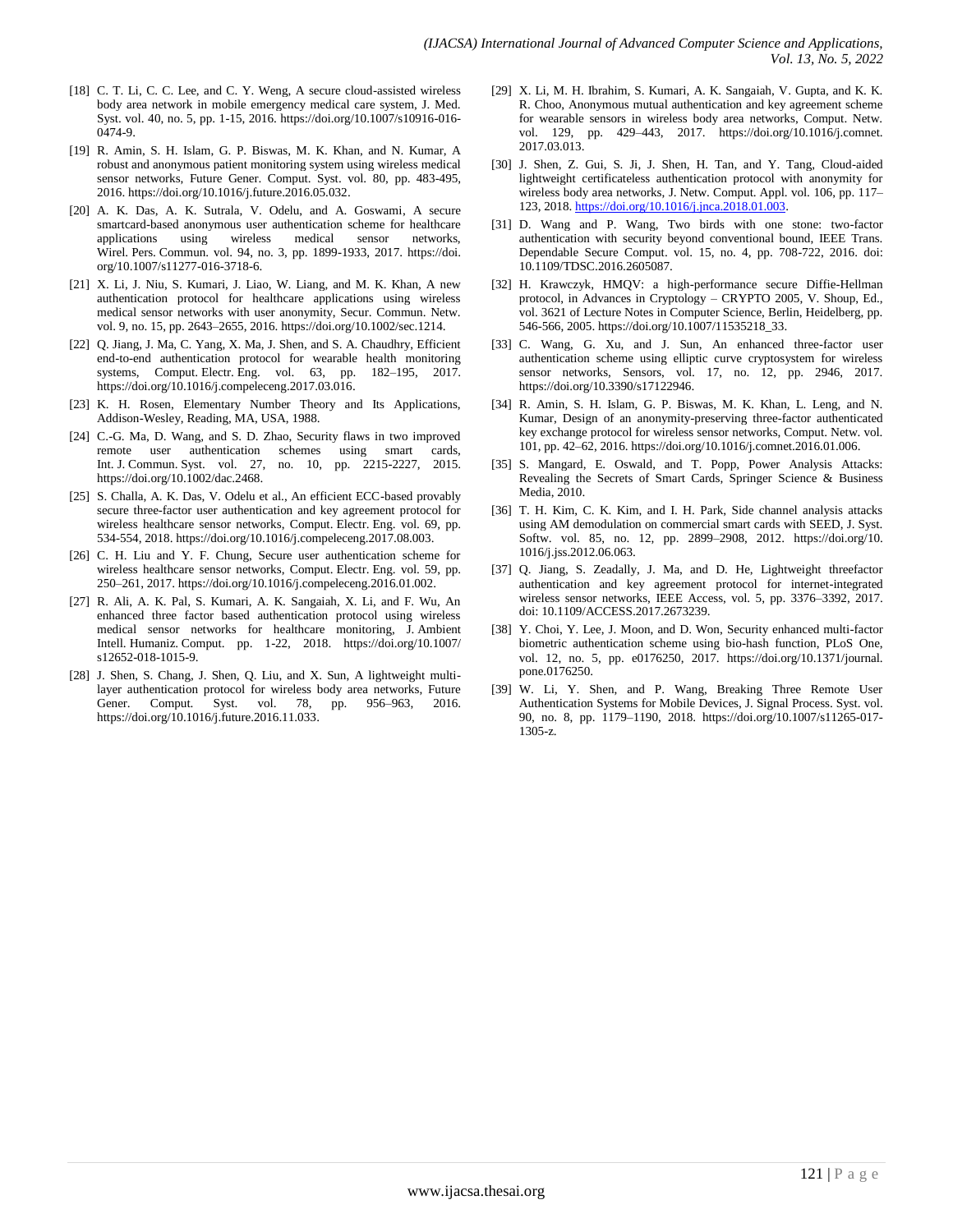[18] C. T. Li, C. C. Lee, and C. Y. Weng, A secure cloud-assisted wireless body area network in mobile emergency medical care system, J. Med. Syst. vol. 40, no. 5, pp. 1-15, 2016. https://doi.org/10.1007/s10916-016-0474-9.

[19] R. Amin, S. H. Islam, G. P. Biswas, M. K. Khan, and N. Kumar, A robust and anonymous patient monitoring system using wireless medical sensor networks, Future Gener. Comput. Syst. vol. 80, pp. 483-495, 2016. https://doi.org/10.1016/j.future.2016.05.032.

[20] A. K. Das, A. K. Sutrala, V. Odelu, and A. Goswami, A secure smartcard-based anonymous user authentication scheme for healthcare applications using wireless medical sensor networks, Wirel. Pers. Commun. vol. 94, no. 3, pp. 1899-1933, 2017. https://doi.org/10.1007/s11277-016-3718-6.

[21] X. Li, J. Niu, S. Kumari, J. Liao, W. Liang, and M. K. Khan, A new authentication protocol for healthcare applications using wireless medical sensor networks with user anonymity, Secur. Commun. Netw. vol. 9, no. 15, pp. 2643–2655, 2016. https://doi.org/10.1002/sec.1214.

[22] Q. Jiang, J. Ma, C. Yang, X. Ma, J. Shen, and S. A. Chaudhry, Efficient end-to-end authentication protocol for wearable health monitoring systems, Comput. Electr. Eng. vol. 63, pp. 182–195, 2017. https://doi.org/10.1016/j.compeleceng.2017.03.016.

[23] K. H. Rosen, Elementary Number Theory and Its Applications, Addison-Wesley, Reading, MA, USA, 1988.

[24] C.-G. Ma, D. Wang, and S. D. Zhao, Security flaws in two improved remote user authentication schemes using smart cards, Int. J. Commun. Syst. vol. 27, no. 10, pp. 2215-2227, 2015. https://doi.org/10.1002/dac.2468.

[25] S. Challa, A. K. Das, V. Odelu et al., An efficient ECC-based provably secure three-factor user authentication and key agreement protocol for wireless healthcare sensor networks, Comput. Electr. Eng. vol. 69, pp. 534-554, 2018. https://doi.org/10.1016/j.compeleceng.2017.08.003.

[26] C. H. Liu and Y. F. Chung, Secure user authentication scheme for wireless healthcare sensor networks, Comput. Electr. Eng. vol. 59, pp. 250–261, 2017. https://doi.org/10.1016/j.compeleceng.2016.01.002.

[27] R. Ali, A. K. Pal, S. Kumari, A. K. Sangaiah, X. Li, and F. Wu, An enhanced three factor based authentication protocol using wireless medical sensor networks for healthcare monitoring, J. Ambient Intell. Humaniz. Comput. pp. 1-22, 2018. https://doi.org/10.1007/s12652-018-1015-9.

[28] J. Shen, S. Chang, J. Shen, Q. Liu, and X. Sun, A lightweight multi-layer authentication protocol for wireless body area networks, Future Gener. Comput. Syst. vol. 78, pp. 956–963, 2016. https://doi.org/10.1016/j.future.2016.11.033.

[29] X. Li, M. H. Ibrahim, S. Kumari, A. K. Sangaiah, V. Gupta, and K. K. R. Choo, Anonymous mutual authentication and key agreement scheme for wearable sensors in wireless body area networks, Comput. Netw. vol. 129, pp. 429–443, 2017. https://doi.org/10.1016/j.comnet.2017.03.013.

[30] J. Shen, Z. Gui, S. Ji, J. Shen, H. Tan, and Y. Tang, Cloud-aided lightweight certificateless authentication protocol with anonymity for wireless body area networks, J. Netw. Comput. Appl. vol. 106, pp. 117–123, 2018. https://doi.org/10.1016/j.jnca.2018.01.003.

[31] D. Wang and P. Wang, Two birds with one stone: two-factor authentication with security beyond conventional bound, IEEE Trans. Dependable Secure Comput. vol. 15, no. 4, pp. 708-722, 2016. doi: 10.1109/TDSC.2016.2605087.

[32] H. Krawczyk, HMQV: a high-performance secure Diffie-Hellman protocol, in Advances in Cryptology – CRYPTO 2005, V. Shoup, Ed., vol. 3621 of Lecture Notes in Computer Science, Berlin, Heidelberg, pp. 546-566, 2005. https://doi.org/10.1007/11535218_33.

[33] C. Wang, G. Xu, and J. Sun, An enhanced three-factor user authentication scheme using elliptic curve cryptosystem for wireless sensor networks, Sensors, vol. 17, no. 12, pp. 2946, 2017. https://doi.org/10.3390/s17122946.

[34] R. Amin, S. H. Islam, G. P. Biswas, M. K. Khan, L. Leng, and N. Kumar, Design of an anonymity-preserving three-factor authenticated key exchange protocol for wireless sensor networks, Comput. Netw. vol. 101, pp. 42–62, 2016. https://doi.org/10.1016/j.comnet.2016.01.006.

[35] S. Mangard, E. Oswald, and T. Popp, Power Analysis Attacks: Revealing the Secrets of Smart Cards, Springer Science & Business Media, 2010.

[36] T. H. Kim, C. K. Kim, and I. H. Park, Side channel analysis attacks using AM demodulation on commercial smart cards with SEED, J. Syst. Softw. vol. 85, no. 12, pp. 2899–2908, 2012. https://doi.org/10.1016/j.jss.2012.06.063.

[37] Q. Jiang, S. Zeadally, J. Ma, and D. He, Lightweight threefactor authentication and key agreement protocol for internet-integrated wireless sensor networks, IEEE Access, vol. 5, pp. 3376–3392, 2017. doi: 10.1109/ACCESS.2017.2673239.

[38] Y. Choi, Y. Lee, J. Moon, and D. Won, Security enhanced multi-factor biometric authentication scheme using bio-hash function, PLoS One, vol. 12, no. 5, pp. e0176250, 2017. https://doi.org/10.1371/journal.pone.0176250.

[39] W. Li, Y. Shen, and P. Wang, Breaking Three Remote User Authentication Systems for Mobile Devices, J. Signal Process. Syst. vol. 90, no. 8, pp. 1179–1190, 2018. https://doi.org/10.1007/s11265-017-1305-z.